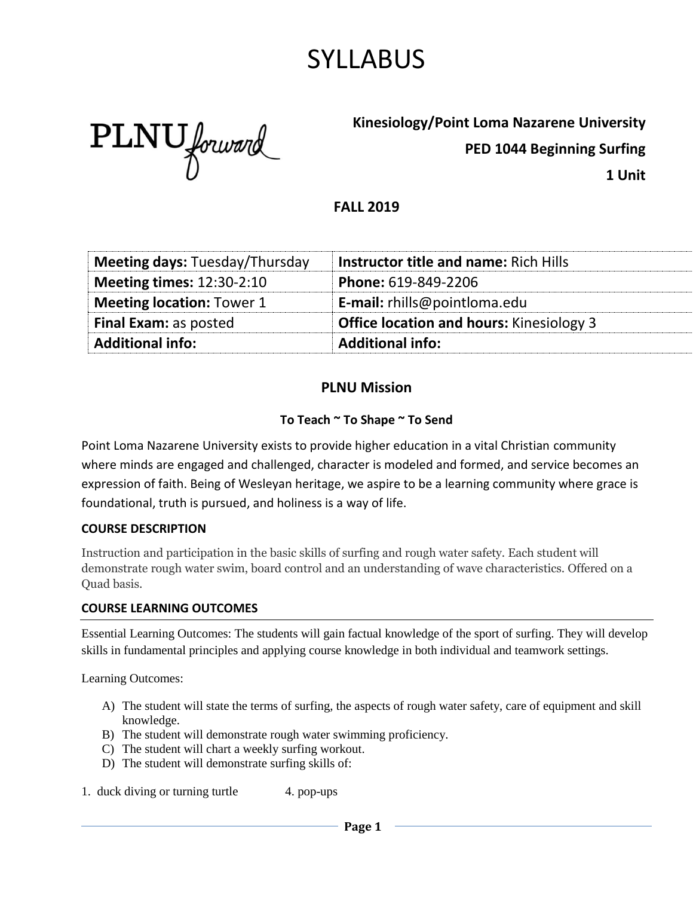# SYLLABUS

PLNU forward

**Kinesiology/Point Loma Nazarene University**

**PED 1044 Beginning Surfing**

**1 Unit**

**FALL 2019**

| **Meeting days:** Tuesday/Thursday | **Instructor title and name:** Rich Hills |
|---|---|
| **Meeting times:** 12:30-2:10 | **Phone:** 619-849-2206 |
| **Meeting location:** Tower 1 | **E-mail:** rhills@pointloma.edu |
| **Final Exam:** as posted | **Office location and hours:** Kinesiology 3 |
| **Additional info:** | **Additional info:** |

## PLNU Mission

### To Teach ~ To Shape ~ To Send

Point Loma Nazarene University exists to provide higher education in a vital Christian community where minds are engaged and challenged, character is modeled and formed, and service becomes an expression of faith. Being of Wesleyan heritage, we aspire to be a learning community where grace is foundational, truth is pursued, and holiness is a way of life.

### COURSE DESCRIPTION

Instruction and participation in the basic skills of surfing and rough water safety. Each student will demonstrate rough water swim, board control and an understanding of wave characteristics. Offered on a Quad basis.

### COURSE LEARNING OUTCOMES

Essential Learning Outcomes: The students will gain factual knowledge of the sport of surfing. They will develop skills in fundamental principles and applying course knowledge in both individual and teamwork settings.

Learning Outcomes:

A) The student will state the terms of surfing, the aspects of rough water safety, care of equipment and skill knowledge.
B) The student will demonstrate rough water swimming proficiency.
C) The student will chart a weekly surfing workout.
D) The student will demonstrate surfing skills of:

1. duck diving or turning turtle
4. pop-ups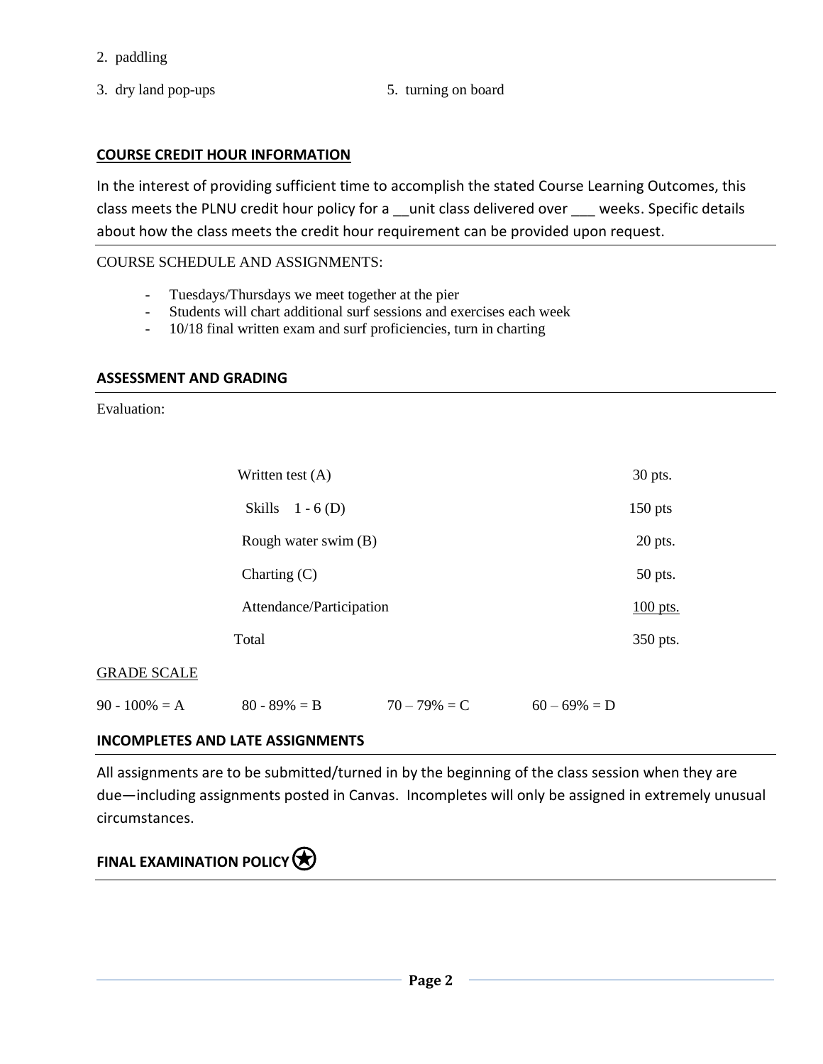2. paddling
3. dry land pop-ups
5. turning on board

## COURSE CREDIT HOUR INFORMATION

In the interest of providing sufficient time to accomplish the stated Course Learning Outcomes, this class meets the PLNU credit hour policy for a __unit class delivered over ___ weeks. Specific details about how the class meets the credit hour requirement can be provided upon request.

COURSE SCHEDULE AND ASSIGNMENTS:

- Tuesdays/Thursdays we meet together at the pier
- Students will chart additional surf sessions and exercises each week
- 10/18 final written exam and surf proficiencies, turn in charting

## ASSESSMENT AND GRADING

Evaluation:

| | |
|---|---|
| Written test (A) | 30 pts. |
| Skills 1 - 6 (D) | 150 pts |
| Rough water swim (B) | 20 pts. |
| Charting (C) | 50 pts. |
| Attendance/Participation | 100 pts. |
| Total | 350 pts. |

GRADE SCALE

90 - 100% = A    80 - 89% = B    70 – 79% = C    60 – 69% = D

## INCOMPLETES AND LATE ASSIGNMENTS

All assignments are to be submitted/turned in by the beginning of the class session when they are due—including assignments posted in Canvas. Incompletes will only be assigned in extremely unusual circumstances.

## FINAL EXAMINATION POLICY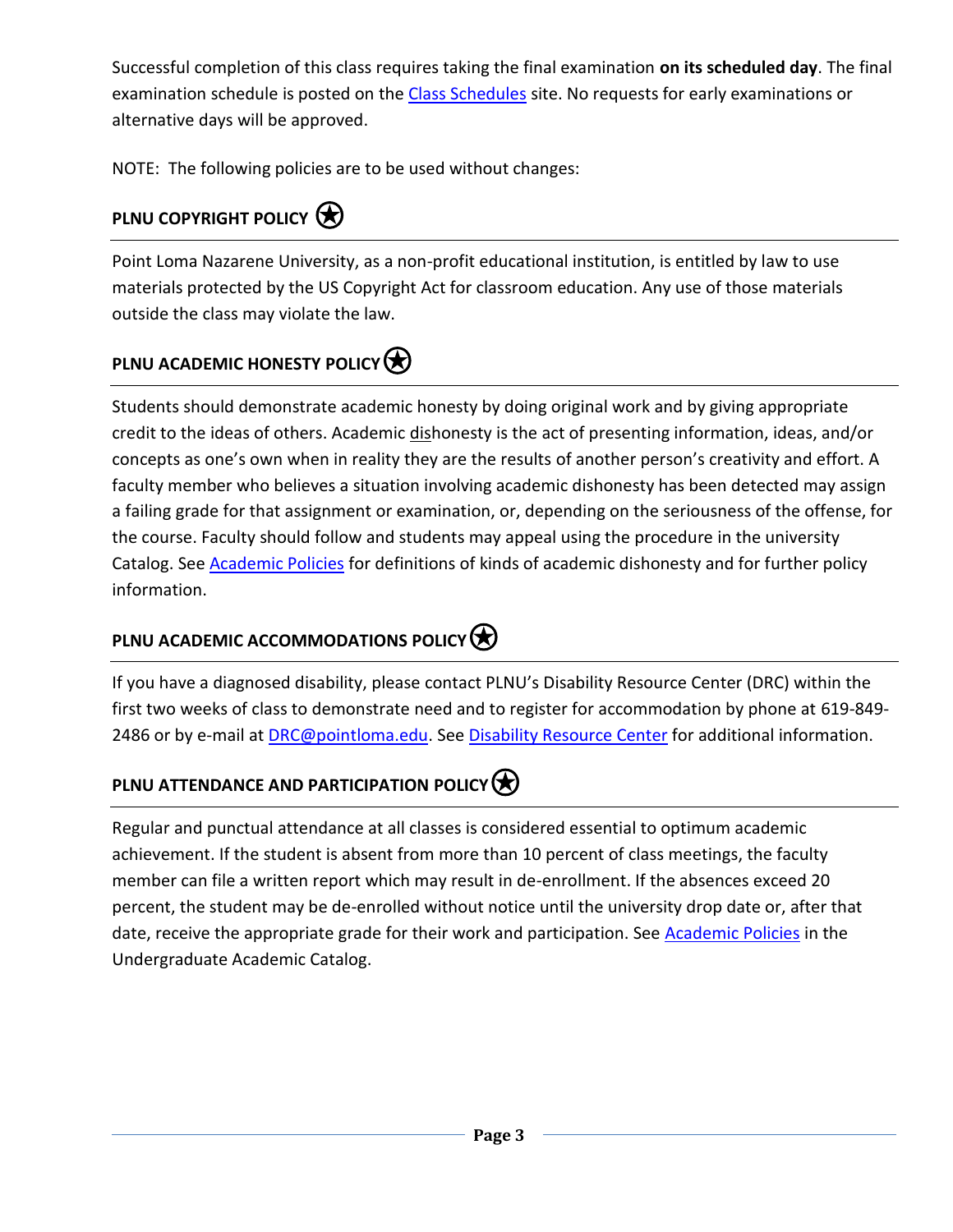Successful completion of this class requires taking the final examination **on its scheduled day**. The final examination schedule is posted on the Class Schedules site. No requests for early examinations or alternative days will be approved.

NOTE: The following policies are to be used without changes:

## PLNU COPYRIGHT POLICY

Point Loma Nazarene University, as a non-profit educational institution, is entitled by law to use materials protected by the US Copyright Act for classroom education. Any use of those materials outside the class may violate the law.

## PLNU ACADEMIC HONESTY POLICY

Students should demonstrate academic honesty by doing original work and by giving appropriate credit to the ideas of others. Academic dishonesty is the act of presenting information, ideas, and/or concepts as one's own when in reality they are the results of another person's creativity and effort. A faculty member who believes a situation involving academic dishonesty has been detected may assign a failing grade for that assignment or examination, or, depending on the seriousness of the offense, for the course. Faculty should follow and students may appeal using the procedure in the university Catalog. See Academic Policies for definitions of kinds of academic dishonesty and for further policy information.

## PLNU ACADEMIC ACCOMMODATIONS POLICY

If you have a diagnosed disability, please contact PLNU's Disability Resource Center (DRC) within the first two weeks of class to demonstrate need and to register for accommodation by phone at 619-849-2486 or by e-mail at DRC@pointloma.edu. See Disability Resource Center for additional information.

## PLNU ATTENDANCE AND PARTICIPATION POLICY

Regular and punctual attendance at all classes is considered essential to optimum academic achievement. If the student is absent from more than 10 percent of class meetings, the faculty member can file a written report which may result in de-enrollment. If the absences exceed 20 percent, the student may be de-enrolled without notice until the university drop date or, after that date, receive the appropriate grade for their work and participation. See Academic Policies in the Undergraduate Academic Catalog.